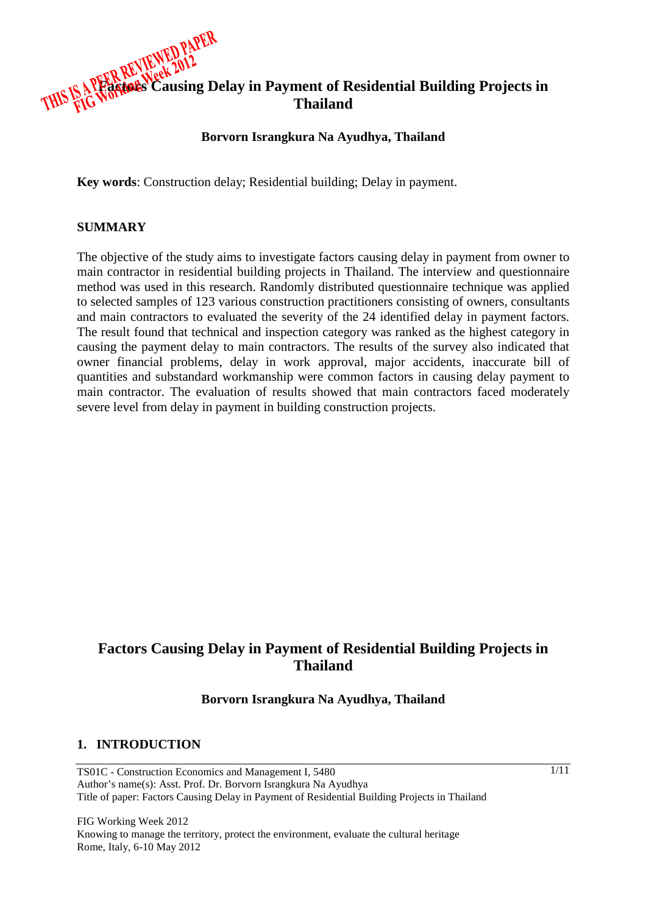THIS IS A PEER REVIEWED PAPER
FIG Working Week 2012

# Factors Causing Delay in Payment of Residential Building Projects in Thailand

**Borvorn Israngkura Na Ayudhya, Thailand**

**Key words**: Construction delay; Residential building; Delay in payment.

## SUMMARY

The objective of the study aims to investigate factors causing delay in payment from owner to main contractor in residential building projects in Thailand. The interview and questionnaire method was used in this research. Randomly distributed questionnaire technique was applied to selected samples of 123 various construction practitioners consisting of owners, consultants and main contractors to evaluated the severity of the 24 identified delay in payment factors. The result found that technical and inspection category was ranked as the highest category in causing the payment delay to main contractors. The results of the survey also indicated that owner financial problems, delay in work approval, major accidents, inaccurate bill of quantities and substandard workmanship were common factors in causing delay payment to main contractor. The evaluation of results showed that main contractors faced moderately severe level from delay in payment in building construction projects.

# Factors Causing Delay in Payment of Residential Building Projects in Thailand

**Borvorn Israngkura Na Ayudhya, Thailand**

## 1. INTRODUCTION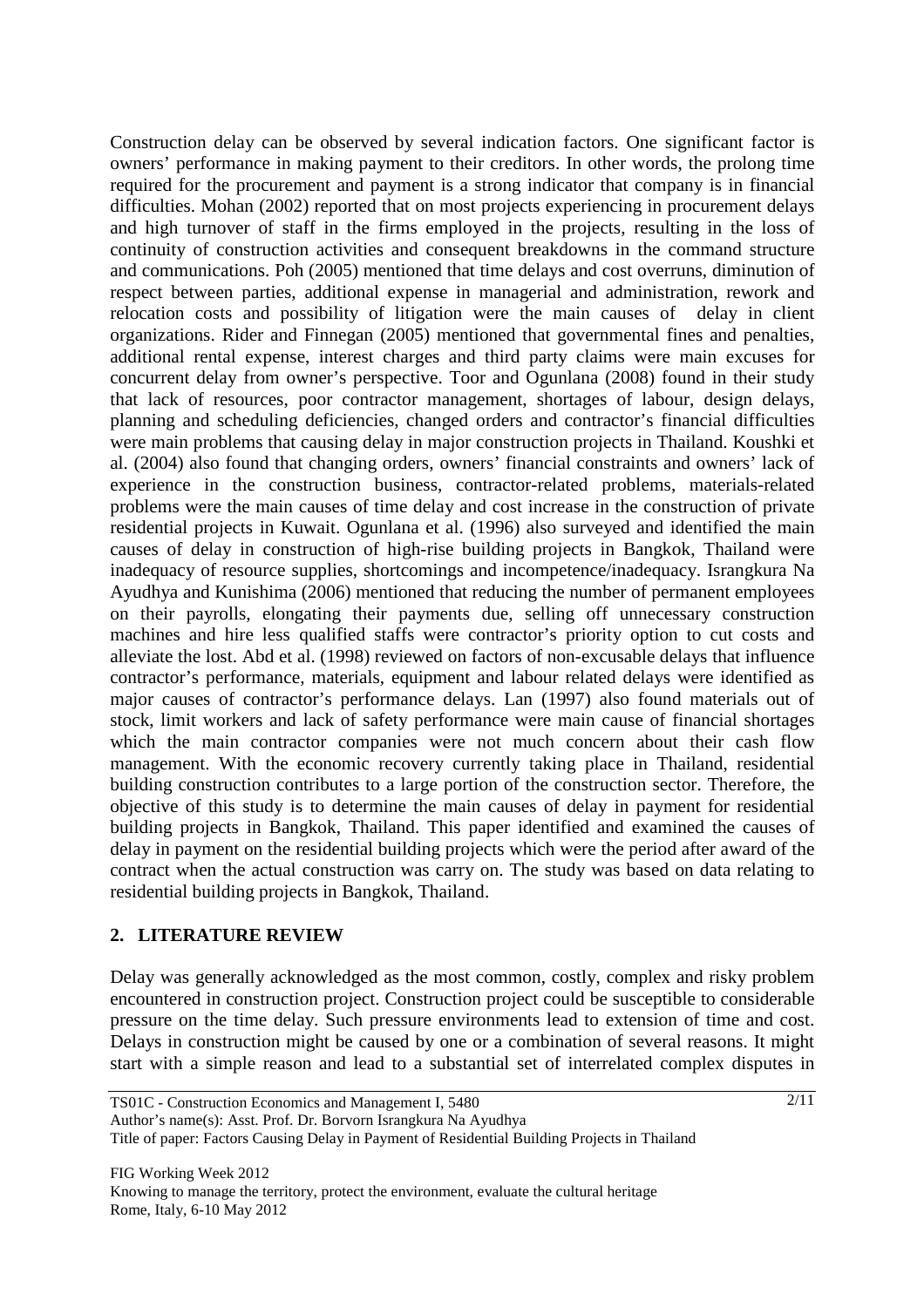Construction delay can be observed by several indication factors. One significant factor is owners' performance in making payment to their creditors. In other words, the prolong time required for the procurement and payment is a strong indicator that company is in financial difficulties. Mohan (2002) reported that on most projects experiencing in procurement delays and high turnover of staff in the firms employed in the projects, resulting in the loss of continuity of construction activities and consequent breakdowns in the command structure and communications. Poh (2005) mentioned that time delays and cost overruns, diminution of respect between parties, additional expense in managerial and administration, rework and relocation costs and possibility of litigation were the main causes of delay in client organizations. Rider and Finnegan (2005) mentioned that governmental fines and penalties, additional rental expense, interest charges and third party claims were main excuses for concurrent delay from owner's perspective. Toor and Ogunlana (2008) found in their study that lack of resources, poor contractor management, shortages of labour, design delays, planning and scheduling deficiencies, changed orders and contractor's financial difficulties were main problems that causing delay in major construction projects in Thailand. Koushki et al. (2004) also found that changing orders, owners' financial constraints and owners' lack of experience in the construction business, contractor-related problems, materials-related problems were the main causes of time delay and cost increase in the construction of private residential projects in Kuwait. Ogunlana et al. (1996) also surveyed and identified the main causes of delay in construction of high-rise building projects in Bangkok, Thailand were inadequacy of resource supplies, shortcomings and incompetence/inadequacy. Israngkura Na Ayudhya and Kunishima (2006) mentioned that reducing the number of permanent employees on their payrolls, elongating their payments due, selling off unnecessary construction machines and hire less qualified staffs were contractor's priority option to cut costs and alleviate the lost. Abd et al. (1998) reviewed on factors of non-excusable delays that influence contractor's performance, materials, equipment and labour related delays were identified as major causes of contractor's performance delays. Lan (1997) also found materials out of stock, limit workers and lack of safety performance were main cause of financial shortages which the main contractor companies were not much concern about their cash flow management. With the economic recovery currently taking place in Thailand, residential building construction contributes to a large portion of the construction sector. Therefore, the objective of this study is to determine the main causes of delay in payment for residential building projects in Bangkok, Thailand. This paper identified and examined the causes of delay in payment on the residential building projects which were the period after award of the contract when the actual construction was carry on. The study was based on data relating to residential building projects in Bangkok, Thailand.

## 2. LITERATURE REVIEW

Delay was generally acknowledged as the most common, costly, complex and risky problem encountered in construction project. Construction project could be susceptible to considerable pressure on the time delay. Such pressure environments lead to extension of time and cost. Delays in construction might be caused by one or a combination of several reasons. It might start with a simple reason and lead to a substantial set of interrelated complex disputes in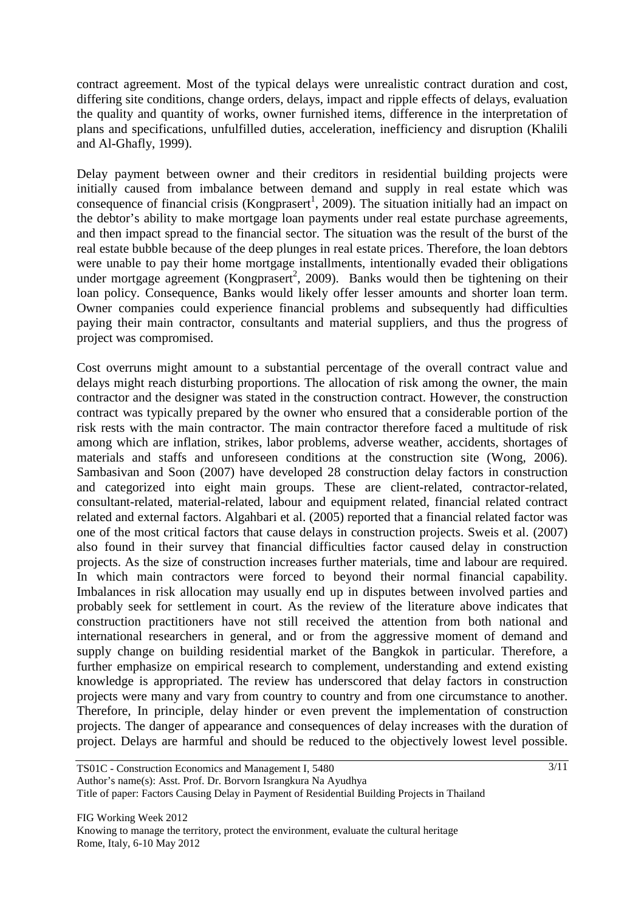contract agreement. Most of the typical delays were unrealistic contract duration and cost, differing site conditions, change orders, delays, impact and ripple effects of delays, evaluation the quality and quantity of works, owner furnished items, difference in the interpretation of plans and specifications, unfulfilled duties, acceleration, inefficiency and disruption (Khalili and Al-Ghafly, 1999).

Delay payment between owner and their creditors in residential building projects were initially caused from imbalance between demand and supply in real estate which was consequence of financial crisis (Kongprasert[1], 2009). The situation initially had an impact on the debtor's ability to make mortgage loan payments under real estate purchase agreements, and then impact spread to the financial sector. The situation was the result of the burst of the real estate bubble because of the deep plunges in real estate prices. Therefore, the loan debtors were unable to pay their home mortgage installments, intentionally evaded their obligations under mortgage agreement (Kongprasert[2], 2009). Banks would then be tightening on their loan policy. Consequence, Banks would likely offer lesser amounts and shorter loan term. Owner companies could experience financial problems and subsequently had difficulties paying their main contractor, consultants and material suppliers, and thus the progress of project was compromised.

Cost overruns might amount to a substantial percentage of the overall contract value and delays might reach disturbing proportions. The allocation of risk among the owner, the main contractor and the designer was stated in the construction contract. However, the construction contract was typically prepared by the owner who ensured that a considerable portion of the risk rests with the main contractor. The main contractor therefore faced a multitude of risk among which are inflation, strikes, labor problems, adverse weather, accidents, shortages of materials and staffs and unforeseen conditions at the construction site (Wong, 2006). Sambasivan and Soon (2007) have developed 28 construction delay factors in construction and categorized into eight main groups. These are client-related, contractor-related, consultant-related, material-related, labour and equipment related, financial related contract related and external factors. Algahbari et al. (2005) reported that a financial related factor was one of the most critical factors that cause delays in construction projects. Sweis et al. (2007) also found in their survey that financial difficulties factor caused delay in construction projects. As the size of construction increases further materials, time and labour are required. In which main contractors were forced to beyond their normal financial capability. Imbalances in risk allocation may usually end up in disputes between involved parties and probably seek for settlement in court. As the review of the literature above indicates that construction practitioners have not still received the attention from both national and international researchers in general, and or from the aggressive moment of demand and supply change on building residential market of the Bangkok in particular. Therefore, a further emphasize on empirical research to complement, understanding and extend existing knowledge is appropriated. The review has underscored that delay factors in construction projects were many and vary from country to country and from one circumstance to another. Therefore, In principle, delay hinder or even prevent the implementation of construction projects. The danger of appearance and consequences of delay increases with the duration of project. Delays are harmful and should be reduced to the objectively lowest level possible.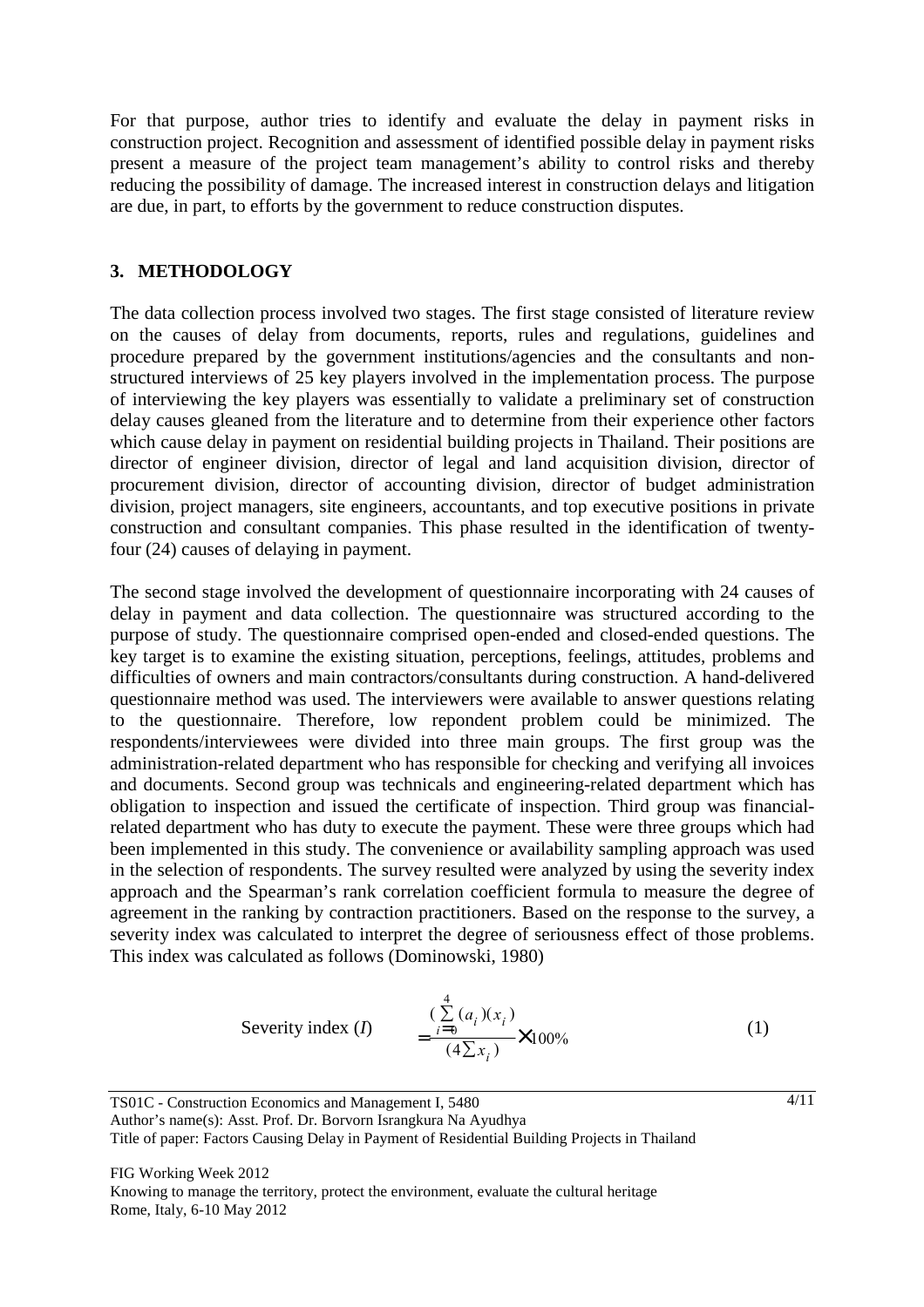For that purpose, author tries to identify and evaluate the delay in payment risks in construction project. Recognition and assessment of identified possible delay in payment risks present a measure of the project team management's ability to control risks and thereby reducing the possibility of damage. The increased interest in construction delays and litigation are due, in part, to efforts by the government to reduce construction disputes.

## 3. METHODOLOGY

The data collection process involved two stages. The first stage consisted of literature review on the causes of delay from documents, reports, rules and regulations, guidelines and procedure prepared by the government institutions/agencies and the consultants and non-structured interviews of 25 key players involved in the implementation process. The purpose of interviewing the key players was essentially to validate a preliminary set of construction delay causes gleaned from the literature and to determine from their experience other factors which cause delay in payment on residential building projects in Thailand. Their positions are director of engineer division, director of legal and land acquisition division, director of procurement division, director of accounting division, director of budget administration division, project managers, site engineers, accountants, and top executive positions in private construction and consultant companies. This phase resulted in the identification of twenty-four (24) causes of delaying in payment.

The second stage involved the development of questionnaire incorporating with 24 causes of delay in payment and data collection. The questionnaire was structured according to the purpose of study. The questionnaire comprised open-ended and closed-ended questions. The key target is to examine the existing situation, perceptions, feelings, attitudes, problems and difficulties of owners and main contractors/consultants during construction. A hand-delivered questionnaire method was used. The interviewers were available to answer questions relating to the questionnaire. Therefore, low repondent problem could be minimized. The respondents/interviewees were divided into three main groups. The first group was the administration-related department who has responsible for checking and verifying all invoices and documents. Second group was technicals and engineering-related department which has obligation to inspection and issued the certificate of inspection. Third group was financial-related department who has duty to execute the payment. These were three groups which had been implemented in this study. The convenience or availability sampling approach was used in the selection of respondents. The survey resulted were analyzed by using the severity index approach and the Spearman's rank correlation coefficient formula to measure the degree of agreement in the ranking by contraction practitioners. Based on the response to the survey, a severity index was calculated to interpret the degree of seriousness effect of those problems. This index was calculated as follows (Dominowski, 1980)

$$\text{Severity index } (I) = \frac{\left(\sum_{i=0}^{4} (a_i)(x_i)\right)}{\left(4\sum x_i\right)} \times 100\% \tag{1}$$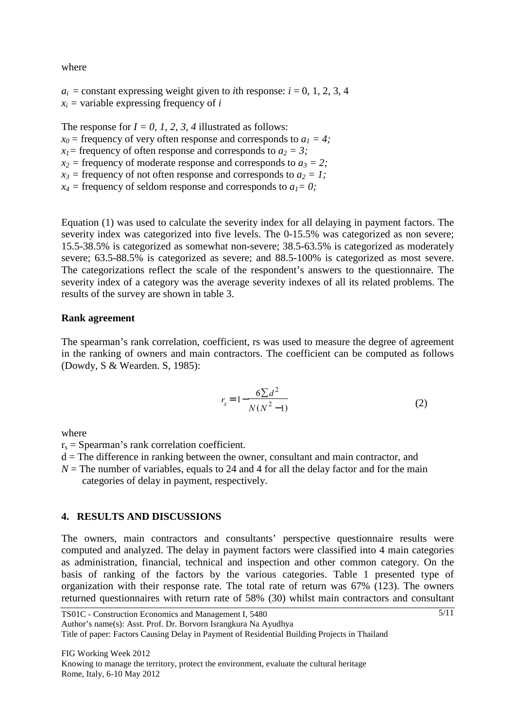where

$a_i$ = constant expressing weight given to *i*th response: $i$ = 0, 1, 2, 3, 4
$x_i$ = variable expressing frequency of $i$

The response for $I = 0, 1, 2, 3, 4$ illustrated as follows:
$x_0$ = frequency of very often response and corresponds to $a_1 = 4$;
$x_1$ = frequency of often response and corresponds to $a_2 = 3$;
$x_2$ = frequency of moderate response and corresponds to $a_3 = 2$;
$x_3$ = frequency of not often response and corresponds to $a_2 = 1$;
$x_4$ = frequency of seldom response and corresponds to $a_1 = 0$;

Equation (1) was used to calculate the severity index for all delaying in payment factors. The severity index was categorized into five levels. The 0-15.5% was categorized as non severe; 15.5-38.5% is categorized as somewhat non-severe; 38.5-63.5% is categorized as moderately severe; 63.5-88.5% is categorized as severe; and 88.5-100% is categorized as most severe. The categorizations reflect the scale of the respondent's answers to the questionnaire. The severity index of a category was the average severity indexes of all its related problems. The results of the survey are shown in table 3.

**Rank agreement**

The spearman's rank correlation, coefficient, rs was used to measure the degree of agreement in the ranking of owners and main contractors. The coefficient can be computed as follows (Dowdy, S & Wearden. S, 1985):

$$r_s = 1 - \frac{6\sum d^2}{N(N^2 - 1)} \tag{2}$$

where

$r_s$ = Spearman's rank correlation coefficient.
$d$ = The difference in ranking between the owner, consultant and main contractor, and
$N$ = The number of variables, equals to 24 and 4 for all the delay factor and for the main categories of delay in payment, respectively.

## 4. RESULTS AND DISCUSSIONS

The owners, main contractors and consultants' perspective questionnaire results were computed and analyzed. The delay in payment factors were classified into 4 main categories as administration, financial, technical and inspection and other common category. On the basis of ranking of the factors by the various categories. Table 1 presented type of organization with their response rate. The total rate of return was 67% (123). The owners returned questionnaires with return rate of 58% (30) whilst main contractors and consultant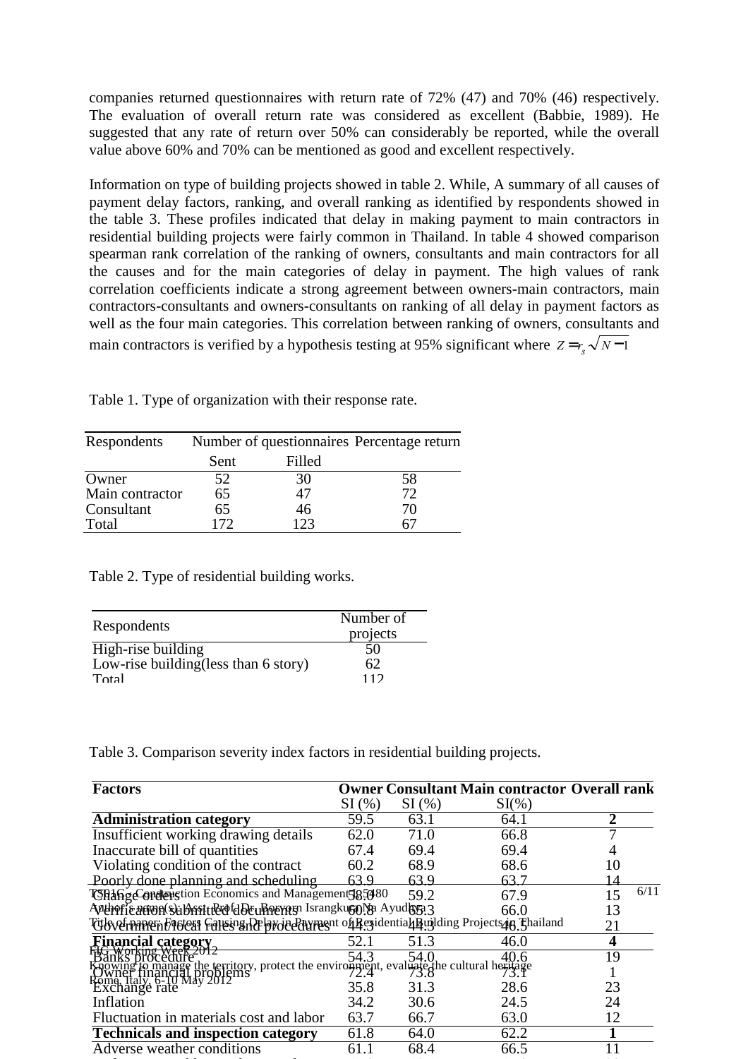companies returned questionnaires with return rate of 72% (47) and 70% (46) respectively. The evaluation of overall return rate was considered as excellent (Babbie, 1989). He suggested that any rate of return over 50% can considerably be reported, while the overall value above 60% and 70% can be mentioned as good and excellent respectively.

Information on type of building projects showed in table 2. While, A summary of all causes of payment delay factors, ranking, and overall ranking as identified by respondents showed in the table 3. These profiles indicated that delay in making payment to main contractors in residential building projects were fairly common in Thailand. In table 4 showed comparison spearman rank correlation of the ranking of owners, consultants and main contractors for all the causes and for the main categories of delay in payment. The high values of rank correlation coefficients indicate a strong agreement between owners-main contractors, main contractors-consultants and owners-consultants on ranking of all delay in payment factors as well as the four main categories. This correlation between ranking of owners, consultants and main contractors is verified by a hypothesis testing at 95% significant where $Z = r_s\sqrt{N-1}$

Table 1. Type of organization with their response rate.

| Respondents | Number of questionnaires | | Percentage return |
|---|---|---|---|
| | Sent | Filled | |
| Owner | 52 | 30 | 58 |
| Main contractor | 65 | 47 | 72 |
| Consultant | 65 | 46 | 70 |
| Total | 172 | 123 | 67 |

Table 2. Type of residential building works.

| Respondents | Number of projects |
|---|---|
| High-rise building | 50 |
| Low-rise building(less than 6 story) | 62 |
| Total | 112 |

Table 3. Comparison severity index factors in residential building projects.

| Factors | Owner SI (%) | Consultant SI (%) | Main contractor SI(%) | Overall rank |
|---|---|---|---|---|
| **Administration category** | 59.5 | 63.1 | 64.1 | **2** |
| Insufficient working drawing details | 62.0 | 71.0 | 66.8 | 7 |
| Inaccurate bill of quantities | 67.4 | 69.4 | 69.4 | 4 |
| Violating condition of the contract | 60.2 | 68.9 | 68.6 | 10 |
| Poorly done planning and scheduling | 63.9 | 63.9 | 63.7 | 14 |
| Change orders | 58.0 | 59.2 | 67.9 | 15 |
| Verification submitted documents | 60.8 | 63.3 | 66.0 | 13 |
| Government/local rules and procedures | 44.3 | 44.3 | 46.5 | 21 |
| **Financial category** | 52.1 | 51.3 | 46.0 | **4** |
| Banks procedure | 54.3 | 54.0 | 40.6 | 19 |
| Owner financial problems | 72.4 | 73.8 | 73.1 | 1 |
| Exchange rate | 35.8 | 31.3 | 28.6 | 23 |
| Inflation | 34.2 | 30.6 | 24.5 | 24 |
| Fluctuation in materials cost and labor | 63.7 | 66.7 | 63.0 | 12 |
| **Technicals and inspection category** | 61.8 | 64.0 | 62.2 | **1** |
| Adverse weather conditions | 61.1 | 68.4 | 66.5 | 11 |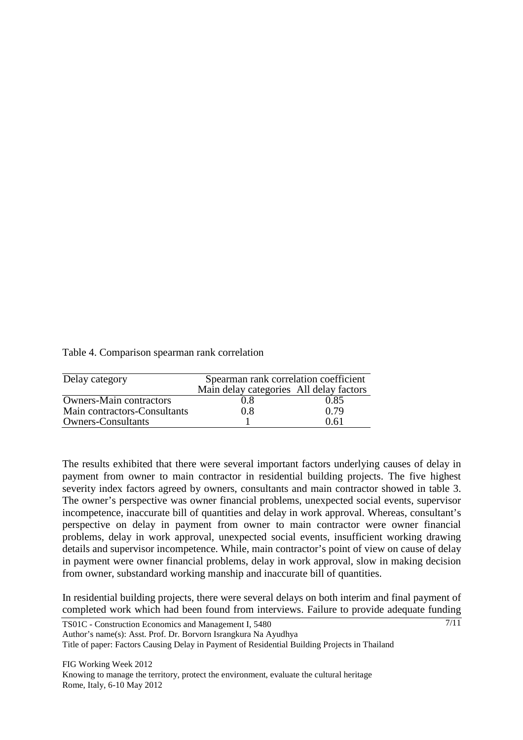Table 4. Comparison spearman rank correlation

| Delay category | Spearman rank correlation coefficient | |
|---|---|---|
| | Main delay categories | All delay factors |
| Owners-Main contractors | 0.8 | 0.85 |
| Main contractors-Consultants | 0.8 | 0.79 |
| Owners-Consultants | 1 | 0.61 |

The results exhibited that there were several important factors underlying causes of delay in payment from owner to main contractor in residential building projects. The five highest severity index factors agreed by owners, consultants and main contractor showed in table 3. The owner's perspective was owner financial problems, unexpected social events, supervisor incompetence, inaccurate bill of quantities and delay in work approval. Whereas, consultant's perspective on delay in payment from owner to main contractor were owner financial problems, delay in work approval, unexpected social events, insufficient working drawing details and supervisor incompetence. While, main contractor's point of view on cause of delay in payment were owner financial problems, delay in work approval, slow in making decision from owner, substandard working manship and inaccurate bill of quantities.

In residential building projects, there were several delays on both interim and final payment of completed work which had been found from interviews. Failure to provide adequate funding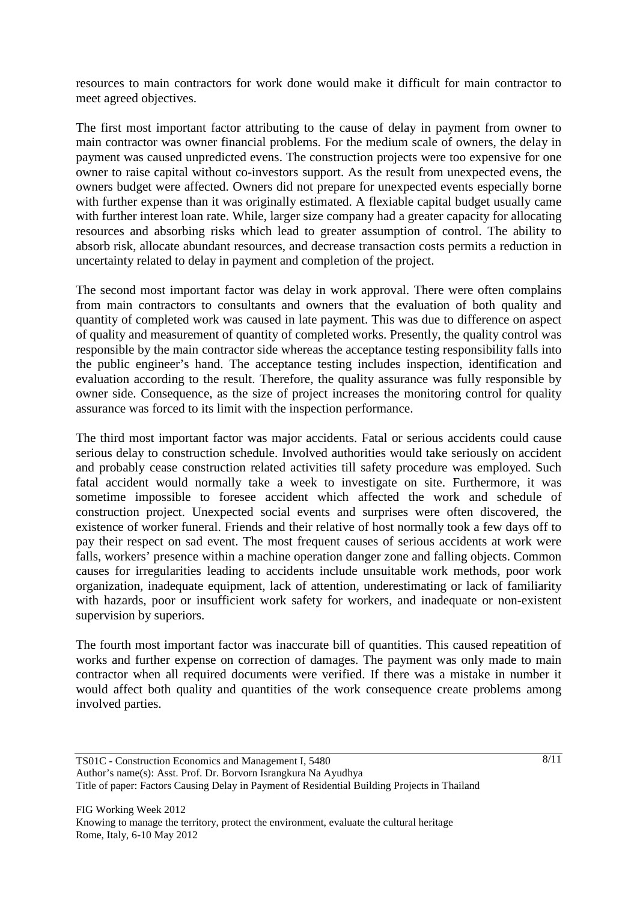resources to main contractors for work done would make it difficult for main contractor to meet agreed objectives.

The first most important factor attributing to the cause of delay in payment from owner to main contractor was owner financial problems. For the medium scale of owners, the delay in payment was caused unpredicted evens. The construction projects were too expensive for one owner to raise capital without co-investors support. As the result from unexpected evens, the owners budget were affected. Owners did not prepare for unexpected events especially borne with further expense than it was originally estimated. A flexiable capital budget usually came with further interest loan rate. While, larger size company had a greater capacity for allocating resources and absorbing risks which lead to greater assumption of control. The ability to absorb risk, allocate abundant resources, and decrease transaction costs permits a reduction in uncertainty related to delay in payment and completion of the project.

The second most important factor was delay in work approval. There were often complains from main contractors to consultants and owners that the evaluation of both quality and quantity of completed work was caused in late payment. This was due to difference on aspect of quality and measurement of quantity of completed works. Presently, the quality control was responsible by the main contractor side whereas the acceptance testing responsibility falls into the public engineer's hand. The acceptance testing includes inspection, identification and evaluation according to the result. Therefore, the quality assurance was fully responsible by owner side. Consequence, as the size of project increases the monitoring control for quality assurance was forced to its limit with the inspection performance.

The third most important factor was major accidents. Fatal or serious accidents could cause serious delay to construction schedule. Involved authorities would take seriously on accident and probably cease construction related activities till safety procedure was employed. Such fatal accident would normally take a week to investigate on site. Furthermore, it was sometime impossible to foresee accident which affected the work and schedule of construction project. Unexpected social events and surprises were often discovered, the existence of worker funeral. Friends and their relative of host normally took a few days off to pay their respect on sad event. The most frequent causes of serious accidents at work were falls, workers' presence within a machine operation danger zone and falling objects. Common causes for irregularities leading to accidents include unsuitable work methods, poor work organization, inadequate equipment, lack of attention, underestimating or lack of familiarity with hazards, poor or insufficient work safety for workers, and inadequate or non-existent supervision by superiors.

The fourth most important factor was inaccurate bill of quantities. This caused repeatition of works and further expense on correction of damages. The payment was only made to main contractor when all required documents were verified. If there was a mistake in number it would affect both quality and quantities of the work consequence create problems among involved parties.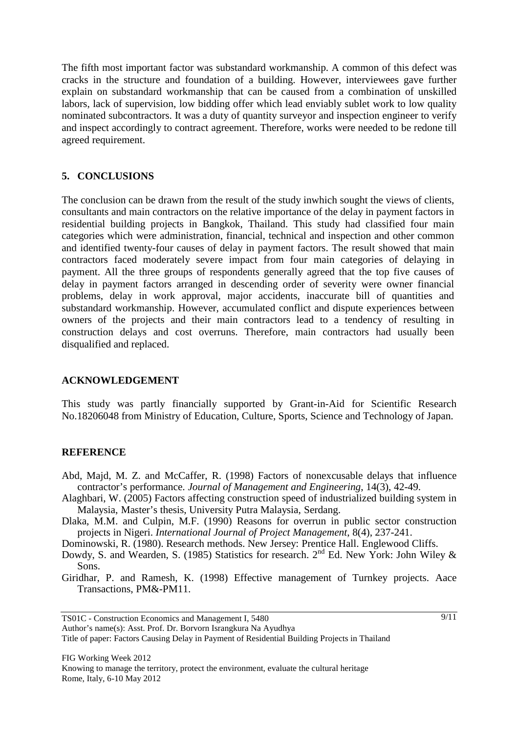The fifth most important factor was substandard workmanship. A common of this defect was cracks in the structure and foundation of a building. However, interviewees gave further explain on substandard workmanship that can be caused from a combination of unskilled labors, lack of supervision, low bidding offer which lead enviably sublet work to low quality nominated subcontractors. It was a duty of quantity surveyor and inspection engineer to verify and inspect accordingly to contract agreement. Therefore, works were needed to be redone till agreed requirement.

## 5. CONCLUSIONS

The conclusion can be drawn from the result of the study inwhich sought the views of clients, consultants and main contractors on the relative importance of the delay in payment factors in residential building projects in Bangkok, Thailand. This study had classified four main categories which were administration, financial, technical and inspection and other common and identified twenty-four causes of delay in payment factors. The result showed that main contractors faced moderately severe impact from four main categories of delaying in payment. All the three groups of respondents generally agreed that the top five causes of delay in payment factors arranged in descending order of severity were owner financial problems, delay in work approval, major accidents, inaccurate bill of quantities and substandard workmanship. However, accumulated conflict and dispute experiences between owners of the projects and their main contractors lead to a tendency of resulting in construction delays and cost overruns. Therefore, main contractors had usually been disqualified and replaced.

## ACKNOWLEDGEMENT

This study was partly financially supported by Grant-in-Aid for Scientific Research No.18206048 from Ministry of Education, Culture, Sports, Science and Technology of Japan.

## REFERENCE

Abd, Majd, M. Z. and McCaffer, R. (1998) Factors of nonexcusable delays that influence contractor's performance. *Journal of Management and Engineering*, 14(3), 42-49.

Alaghbari, W. (2005) Factors affecting construction speed of industrialized building system in Malaysia, Master's thesis, University Putra Malaysia, Serdang.

Dlaka, M.M. and Culpin, M.F. (1990) Reasons for overrun in public sector construction projects in Nigeri. *International Journal of Project Management*, 8(4), 237-241.

Dominowski, R. (1980). Research methods. New Jersey: Prentice Hall. Englewood Cliffs.

Dowdy, S. and Wearden, S. (1985) Statistics for research. 2nd Ed. New York: John Wiley & Sons.

Giridhar, P. and Ramesh, K. (1998) Effective management of Turnkey projects. Aace Transactions, PM&-PM11.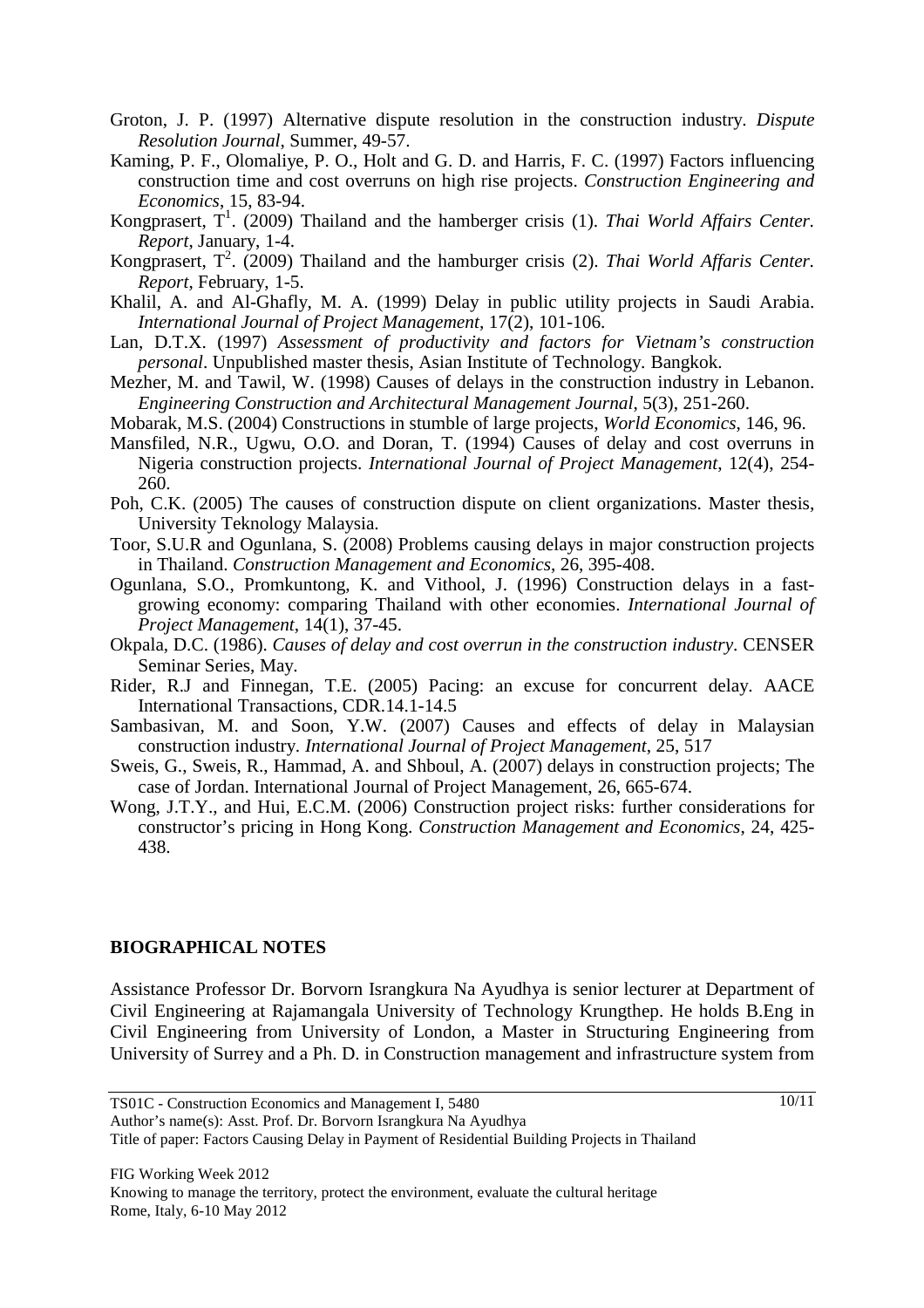Groton, J. P. (1997) Alternative dispute resolution in the construction industry. *Dispute Resolution Journal*, Summer, 49-57.

Kaming, P. F., Olomaliye, P. O., Holt and G. D. and Harris, F. C. (1997) Factors influencing construction time and cost overruns on high rise projects. *Construction Engineering and Economics*, 15, 83-94.

Kongprasert, T[1]. (2009) Thailand and the hamberger crisis (1). *Thai World Affairs Center. Report*, January, 1-4.

Kongprasert, T[2]. (2009) Thailand and the hamburger crisis (2). *Thai World Affaris Center. Report*, February, 1-5.

Khalil, A. and Al-Ghafly, M. A. (1999) Delay in public utility projects in Saudi Arabia. *International Journal of Project Management*, 17(2), 101-106.

Lan, D.T.X. (1997) *Assessment of productivity and factors for Vietnam's construction personal*. Unpublished master thesis, Asian Institute of Technology. Bangkok.

Mezher, M. and Tawil, W. (1998) Causes of delays in the construction industry in Lebanon. *Engineering Construction and Architectural Management Journal*, 5(3), 251-260.

Mobarak, M.S. (2004) Constructions in stumble of large projects, *World Economics*, 146, 96.

Mansfiled, N.R., Ugwu, O.O. and Doran, T. (1994) Causes of delay and cost overruns in Nigeria construction projects. *International Journal of Project Management*, 12(4), 254-260.

Poh, C.K. (2005) The causes of construction dispute on client organizations. Master thesis, University Teknology Malaysia.

Toor, S.U.R and Ogunlana, S. (2008) Problems causing delays in major construction projects in Thailand. *Construction Management and Economics*, 26, 395-408.

Ogunlana, S.O., Promkuntong, K. and Vithool, J. (1996) Construction delays in a fast-growing economy: comparing Thailand with other economies. *International Journal of Project Management*, 14(1), 37-45.

Okpala, D.C. (1986). *Causes of delay and cost overrun in the construction industry*. CENSER Seminar Series, May.

Rider, R.J and Finnegan, T.E. (2005) Pacing: an excuse for concurrent delay. AACE International Transactions, CDR.14.1-14.5

Sambasivan, M. and Soon, Y.W. (2007) Causes and effects of delay in Malaysian construction industry. *International Journal of Project Management*, 25, 517

Sweis, G., Sweis, R., Hammad, A. and Shboul, A. (2007) delays in construction projects; The case of Jordan. International Journal of Project Management, 26, 665-674.

Wong, J.T.Y., and Hui, E.C.M. (2006) Construction project risks: further considerations for constructor's pricing in Hong Kong. *Construction Management and Economics*, 24, 425-438.

## BIOGRAPHICAL NOTES

Assistance Professor Dr. Borvorn Israngkura Na Ayudhya is senior lecturer at Department of Civil Engineering at Rajamangala University of Technology Krungthep. He holds B.Eng in Civil Engineering from University of London, a Master in Structuring Engineering from University of Surrey and a Ph. D. in Construction management and infrastructure system from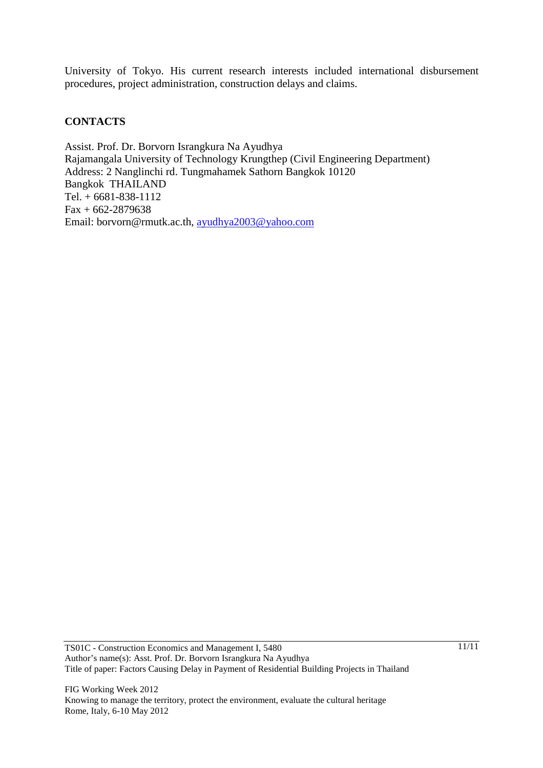University of Tokyo. His current research interests included international disbursement procedures, project administration, construction delays and claims.

## CONTACTS

Assist. Prof. Dr. Borvorn Israngkura Na Ayudhya
Rajamangala University of Technology Krungthep (Civil Engineering Department)
Address: 2 Nanglinchi rd. Tungmahamek Sathorn Bangkok 10120
Bangkok THAILAND
Tel. + 6681-838-1112
Fax + 662-2879638
Email: borvorn@rmutk.ac.th, ayudhya2003@yahoo.com